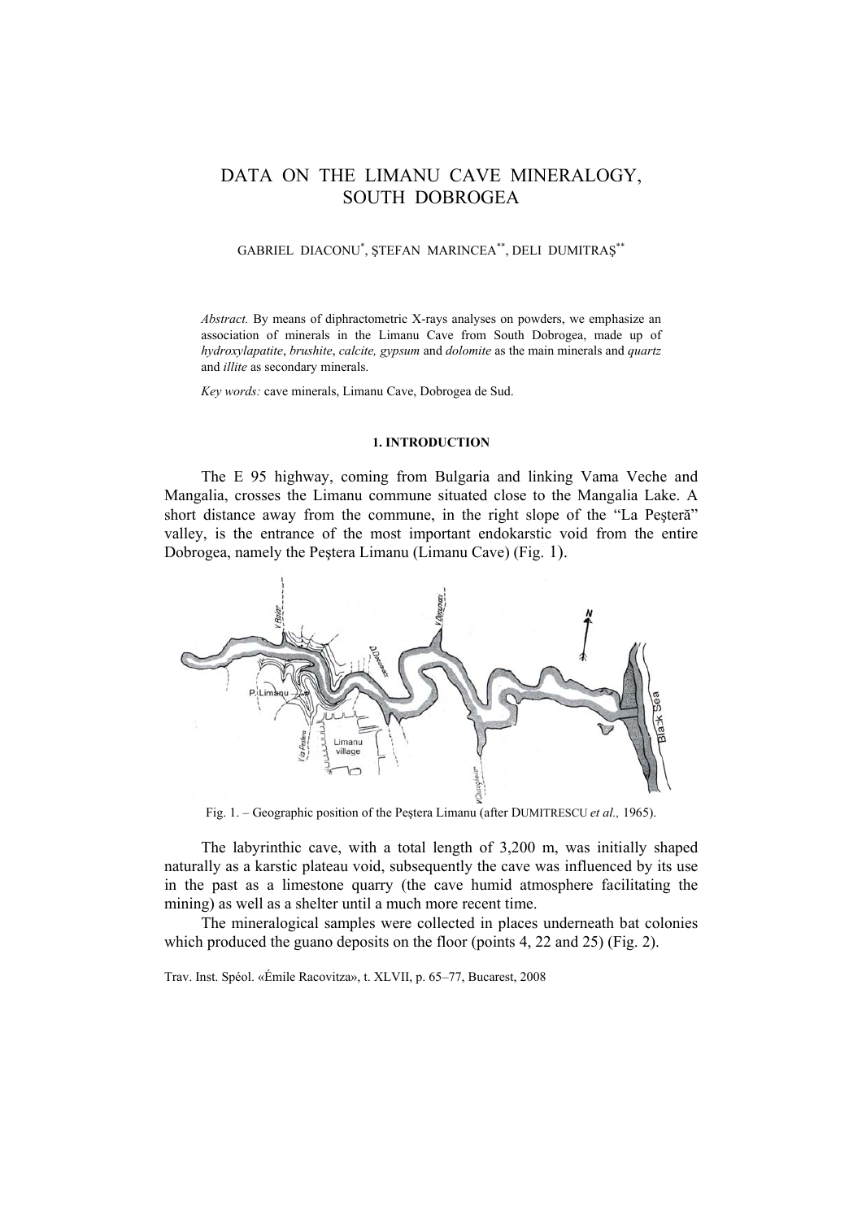# DATA ON THE LIMANU CAVE MINERALOGY, SOUTH DOBROGEA

GABRIEL DIACONU[*], ŞTEFAN MARINCEA[**], DELI DUMITRAŞ[**]

*Abstract.* By means of diphractometric X-rays analyses on powders, we emphasize an association of minerals in the Limanu Cave from South Dobrogea, made up of *hydroxylapatite*, *brushite*, *calcite, gypsum* and *dolomite* as the main minerals and *quartz* and *illite* as secondary minerals.

*Key words:* cave minerals, Limanu Cave, Dobrogea de Sud.

## 1. INTRODUCTION

The E 95 highway, coming from Bulgaria and linking Vama Veche and Mangalia, crosses the Limanu commune situated close to the Mangalia Lake. A short distance away from the commune, in the right slope of the "La Peşteră" valley, is the entrance of the most important endokarstic void from the entire Dobrogea, namely the Peştera Limanu (Limanu Cave) (Fig. 1).

Fig. 1. – Geographic position of the Peştera Limanu (after DUMITRESCU *et al.,* 1965).

The labyrinthic cave, with a total length of 3,200 m, was initially shaped naturally as a karstic plateau void, subsequently the cave was influenced by its use in the past as a limestone quarry (the cave humid atmosphere facilitating the mining) as well as a shelter until a much more recent time.

The mineralogical samples were collected in places underneath bat colonies which produced the guano deposits on the floor (points 4, 22 and 25) (Fig. 2).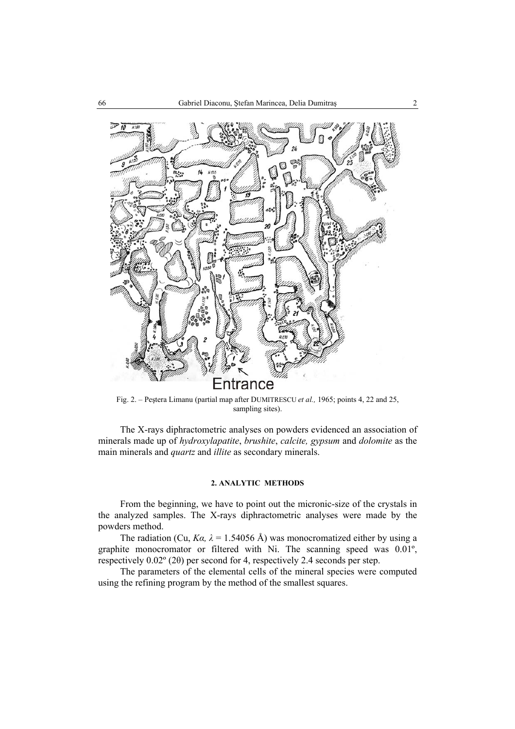Fig. 2. – Peştera Limanu (partial map after DUMITRESCU *et al.,* 1965; points 4, 22 and 25, sampling sites).

The X-rays diphractometric analyses on powders evidenced an association of minerals made up of *hydroxylapatite*, *brushite*, *calcite, gypsum* and *dolomite* as the main minerals and *quartz* and *illite* as secondary minerals.

## 2. ANALYTIC METHODS

From the beginning, we have to point out the micronic-size of the crystals in the analyzed samples. The X-rays diphractometric analyses were made by the powders method.

The radiation (Cu, $K\alpha$, $\lambda$ = 1.54056 Å) was monocromatized either by using a graphite monocromator or filtered with Ni. The scanning speed was 0.01º, respectively 0.02º (2θ) per second for 4, respectively 2.4 seconds per step.

The parameters of the elemental cells of the mineral species were computed using the refining program by the method of the smallest squares.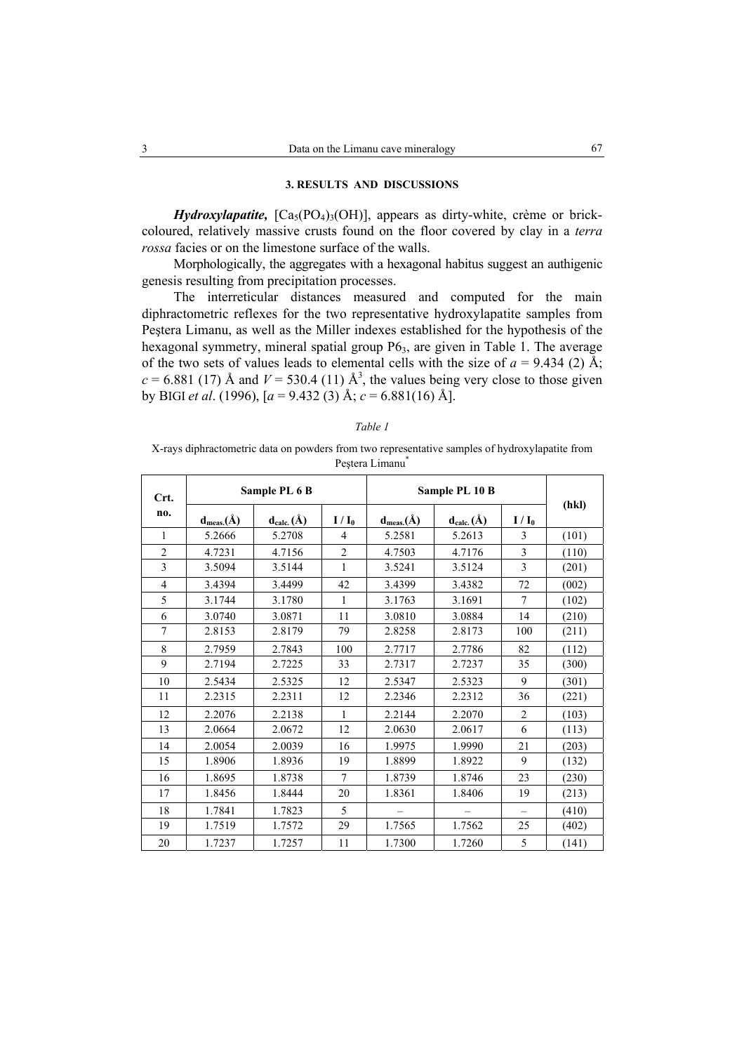### 3. RESULTS AND DISCUSSIONS

***Hydroxylapatite,*** [$Ca_5(PO_4)_3(OH)$], appears as dirty-white, crème or brick-coloured, relatively massive crusts found on the floor covered by clay in a *terra rossa* facies or on the limestone surface of the walls.

Morphologically, the aggregates with a hexagonal habitus suggest an authigenic genesis resulting from precipitation processes.

The interreticular distances measured and computed for the main diphractometric reflexes for the two representative hydroxylapatite samples from Peştera Limanu, as well as the Miller indexes established for the hypothesis of the hexagonal symmetry, mineral spatial group $P6_3$, are given in Table 1. The average of the two sets of values leads to elemental cells with the size of $a$ = 9.434 (2) Å; $c$ = 6.881 (17) Å and $V$ = 530.4 (11) Å$^3$, the values being very close to those given by BIGI *et al*. (1996), [$a$ = 9.432 (3) Å; $c$ = 6.881(16) Å].

*Table 1*

X-rays diphractometric data on powders from two representative samples of hydroxylapatite from Peştera Limanu*

| Crt. no. | Sample PL 6 B | | | Sample PL 10 B | | | (hkl) |
|---|---|---|---|---|---|---|---|
| | $d_{meas.}$(Å) | $d_{calc.}$ (Å) | $I / I_0$ | $d_{meas.}$(Å) | $d_{calc.}$ (Å) | $I / I_0$ | |
| 1 | 5.2666 | 5.2708 | 4 | 5.2581 | 5.2613 | 3 | (101) |
| 2 | 4.7231 | 4.7156 | 2 | 4.7503 | 4.7176 | 3 | (110) |
| 3 | 3.5094 | 3.5144 | 1 | 3.5241 | 3.5124 | 3 | (201) |
| 4 | 3.4394 | 3.4499 | 42 | 3.4399 | 3.4382 | 72 | (002) |
| 5 | 3.1744 | 3.1780 | 1 | 3.1763 | 3.1691 | 7 | (102) |
| 6 | 3.0740 | 3.0871 | 11 | 3.0810 | 3.0884 | 14 | (210) |
| 7 | 2.8153 | 2.8179 | 79 | 2.8258 | 2.8173 | 100 | (211) |
| 8 | 2.7959 | 2.7843 | 100 | 2.7717 | 2.7786 | 82 | (112) |
| 9 | 2.7194 | 2.7225 | 33 | 2.7317 | 2.7237 | 35 | (300) |
| 10 | 2.5434 | 2.5325 | 12 | 2.5347 | 2.5323 | 9 | (301) |
| 11 | 2.2315 | 2.2311 | 12 | 2.2346 | 2.2312 | 36 | (221) |
| 12 | 2.2076 | 2.2138 | 1 | 2.2144 | 2.2070 | 2 | (103) |
| 13 | 2.0664 | 2.0672 | 12 | 2.0630 | 2.0617 | 6 | (113) |
| 14 | 2.0054 | 2.0039 | 16 | 1.9975 | 1.9990 | 21 | (203) |
| 15 | 1.8906 | 1.8936 | 19 | 1.8899 | 1.8922 | 9 | (132) |
| 16 | 1.8695 | 1.8738 | 7 | 1.8739 | 1.8746 | 23 | (230) |
| 17 | 1.8456 | 1.8444 | 20 | 1.8361 | 1.8406 | 19 | (213) |
| 18 | 1.7841 | 1.7823 | 5 | – | – | – | (410) |
| 19 | 1.7519 | 1.7572 | 29 | 1.7565 | 1.7562 | 25 | (402) |
| 20 | 1.7237 | 1.7257 | 11 | 1.7300 | 1.7260 | 5 | (141) |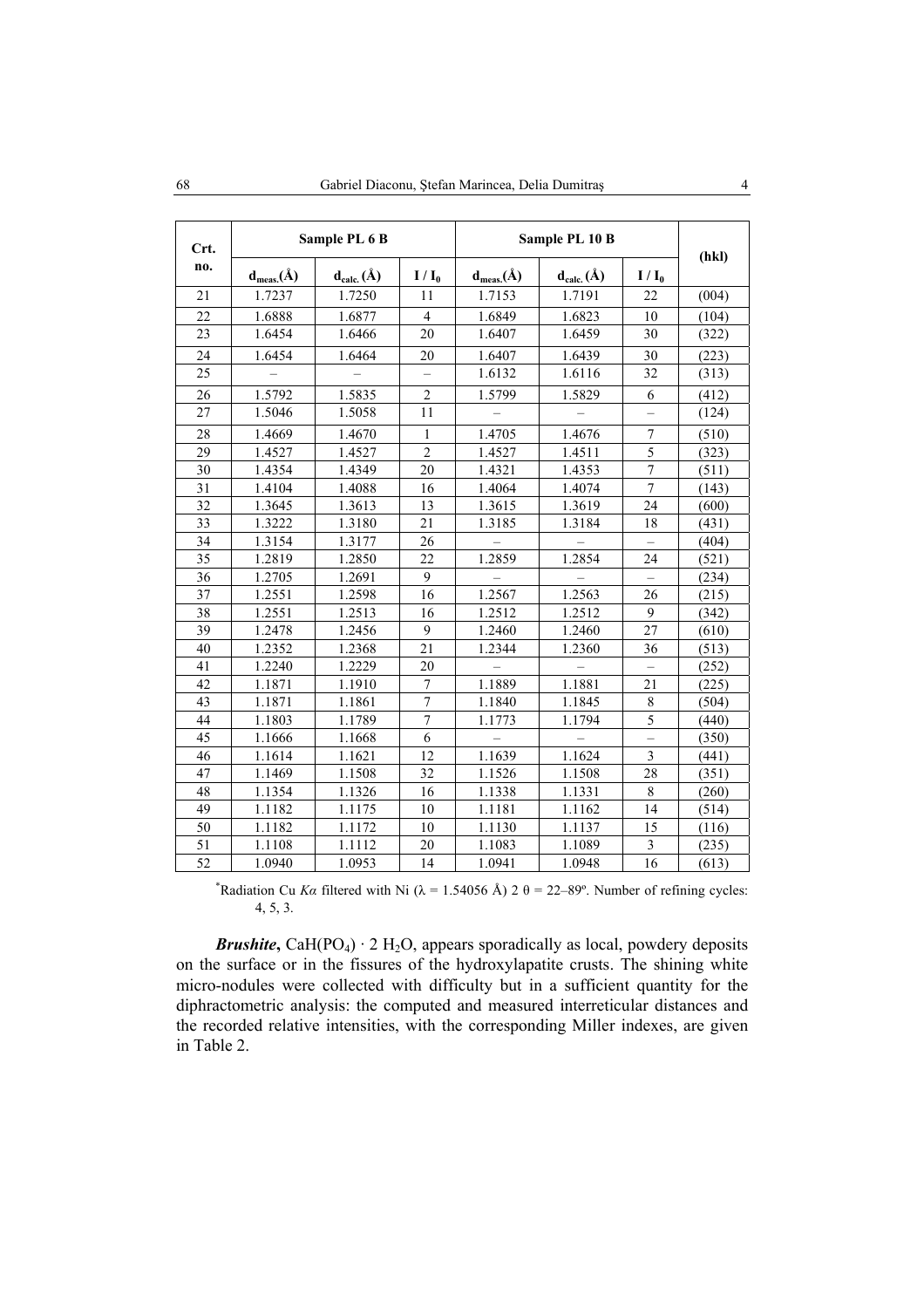| Crt. no. | Sample PL 6 B | | | Sample PL 10 B | | | (hkl) |
|---|---|---|---|---|---|---|---|
| | $d_{meas.}$(Å) | $d_{calc.}$ (Å) | $I / I_0$ | $d_{meas.}$(Å) | $d_{calc.}$ (Å) | $I / I_0$ | |
| 21 | 1.7237 | 1.7250 | 11 | 1.7153 | 1.7191 | 22 | (004) |
| 22 | 1.6888 | 1.6877 | 4 | 1.6849 | 1.6823 | 10 | (104) |
| 23 | 1.6454 | 1.6466 | 20 | 1.6407 | 1.6459 | 30 | (322) |
| 24 | 1.6454 | 1.6464 | 20 | 1.6407 | 1.6439 | 30 | (223) |
| 25 | – | – | – | 1.6132 | 1.6116 | 32 | (313) |
| 26 | 1.5792 | 1.5835 | 2 | 1.5799 | 1.5829 | 6 | (412) |
| 27 | 1.5046 | 1.5058 | 11 | – | – | – | (124) |
| 28 | 1.4669 | 1.4670 | 1 | 1.4705 | 1.4676 | 7 | (510) |
| 29 | 1.4527 | 1.4527 | 2 | 1.4527 | 1.4511 | 5 | (323) |
| 30 | 1.4354 | 1.4349 | 20 | 1.4321 | 1.4353 | 7 | (511) |
| 31 | 1.4104 | 1.4088 | 16 | 1.4064 | 1.4074 | 7 | (143) |
| 32 | 1.3645 | 1.3613 | 13 | 1.3615 | 1.3619 | 24 | (600) |
| 33 | 1.3222 | 1.3180 | 21 | 1.3185 | 1.3184 | 18 | (431) |
| 34 | 1.3154 | 1.3177 | 26 | – | – | – | (404) |
| 35 | 1.2819 | 1.2850 | 22 | 1.2859 | 1.2854 | 24 | (521) |
| 36 | 1.2705 | 1.2691 | 9 | – | – | – | (234) |
| 37 | 1.2551 | 1.2598 | 16 | 1.2567 | 1.2563 | 26 | (215) |
| 38 | 1.2551 | 1.2513 | 16 | 1.2512 | 1.2512 | 9 | (342) |
| 39 | 1.2478 | 1.2456 | 9 | 1.2460 | 1.2460 | 27 | (610) |
| 40 | 1.2352 | 1.2368 | 21 | 1.2344 | 1.2360 | 36 | (513) |
| 41 | 1.2240 | 1.2229 | 20 | – | – | – | (252) |
| 42 | 1.1871 | 1.1910 | 7 | 1.1889 | 1.1881 | 21 | (225) |
| 43 | 1.1871 | 1.1861 | 7 | 1.1840 | 1.1845 | 8 | (504) |
| 44 | 1.1803 | 1.1789 | 7 | 1.1773 | 1.1794 | 5 | (440) |
| 45 | 1.1666 | 1.1668 | 6 | – | – | – | (350) |
| 46 | 1.1614 | 1.1621 | 12 | 1.1639 | 1.1624 | 3 | (441) |
| 47 | 1.1469 | 1.1508 | 32 | 1.1526 | 1.1508 | 28 | (351) |
| 48 | 1.1354 | 1.1326 | 16 | 1.1338 | 1.1331 | 8 | (260) |
| 49 | 1.1182 | 1.1175 | 10 | 1.1181 | 1.1162 | 14 | (514) |
| 50 | 1.1182 | 1.1172 | 10 | 1.1130 | 1.1137 | 15 | (116) |
| 51 | 1.1108 | 1.1112 | 20 | 1.1083 | 1.1089 | 3 | (235) |
| 52 | 1.0940 | 1.0953 | 14 | 1.0941 | 1.0948 | 16 | (613) |

[*]Radiation Cu *Kα* filtered with Ni ($\lambda$ = 1.54056 Å) 2 $\theta$ = 22–89º. Number of refining cycles: 4, 5, 3.

***Brushite***, $CaH(PO_4) \cdot 2\ H_2O$, appears sporadically as local, powdery deposits on the surface or in the fissures of the hydroxylapatite crusts. The shining white micro-nodules were collected with difficulty but in a sufficient quantity for the diphractometric analysis: the computed and measured interreticular distances and the recorded relative intensities, with the corresponding Miller indexes, are given in Table 2.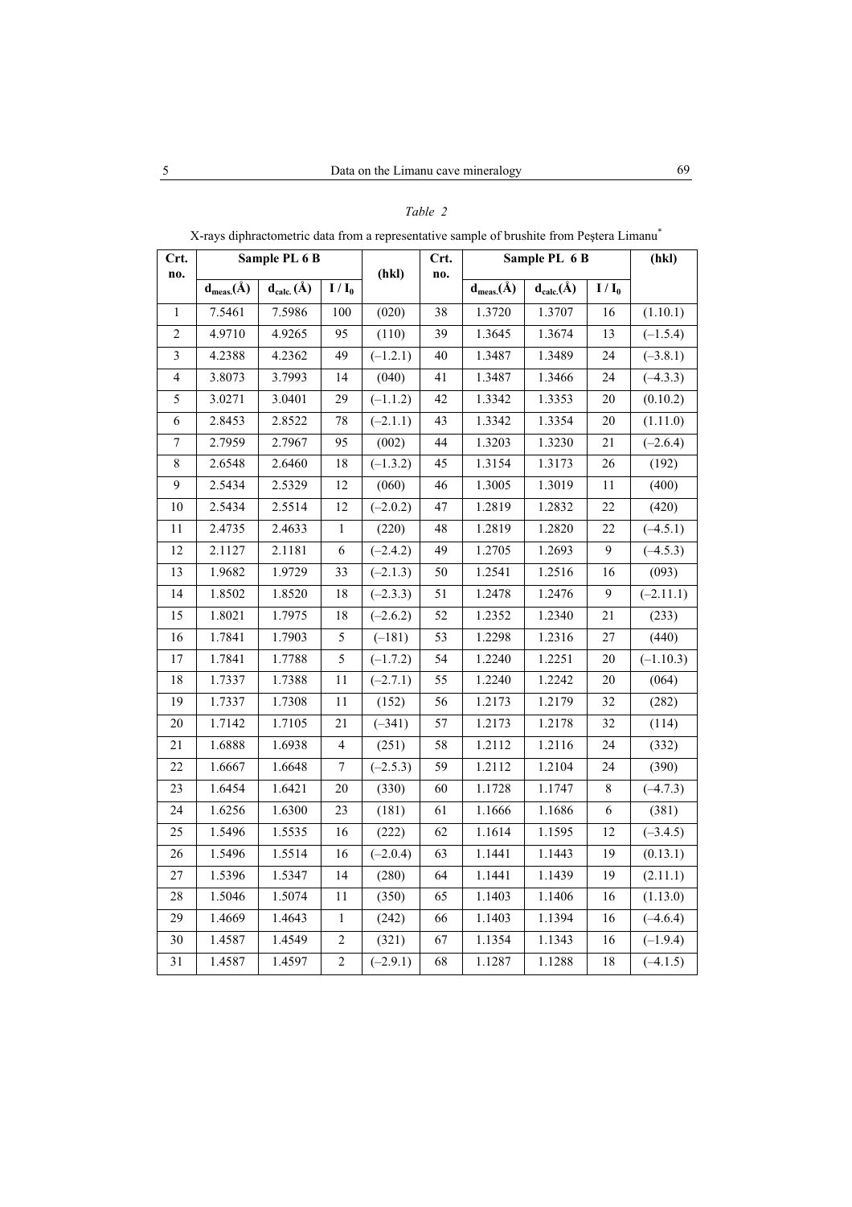*Table 2*

X-rays diphractometric data from a representative sample of brushite from Peştera Limanu*

| Crt. no. | Sample PL 6 B | | | (hkl) | Crt. no. | Sample PL 6 B | | | (hkl) |
|---|---|---|---|---|---|---|---|---|---|
| | $d_{meas.}$(Å) | $d_{calc.}$ (Å) | $I / I_0$ | | | $d_{meas.}$(Å) | $d_{calc.}$(Å) | $I / I_0$ | |
| 1 | 7.5461 | 7.5986 | 100 | (020) | 38 | 1.3720 | 1.3707 | 16 | (1.10.1) |
| 2 | 4.9710 | 4.9265 | 95 | (110) | 39 | 1.3645 | 1.3674 | 13 | (–1.5.4) |
| 3 | 4.2388 | 4.2362 | 49 | (–1.2.1) | 40 | 1.3487 | 1.3489 | 24 | (–3.8.1) |
| 4 | 3.8073 | 3.7993 | 14 | (040) | 41 | 1.3487 | 1.3466 | 24 | (–4.3.3) |
| 5 | 3.0271 | 3.0401 | 29 | (–1.1.2) | 42 | 1.3342 | 1.3353 | 20 | (0.10.2) |
| 6 | 2.8453 | 2.8522 | 78 | (–2.1.1) | 43 | 1.3342 | 1.3354 | 20 | (1.11.0) |
| 7 | 2.7959 | 2.7967 | 95 | (002) | 44 | 1.3203 | 1.3230 | 21 | (–2.6.4) |
| 8 | 2.6548 | 2.6460 | 18 | (–1.3.2) | 45 | 1.3154 | 1.3173 | 26 | (192) |
| 9 | 2.5434 | 2.5329 | 12 | (060) | 46 | 1.3005 | 1.3019 | 11 | (400) |
| 10 | 2.5434 | 2.5514 | 12 | (–2.0.2) | 47 | 1.2819 | 1.2832 | 22 | (420) |
| 11 | 2.4735 | 2.4633 | 1 | (220) | 48 | 1.2819 | 1.2820 | 22 | (–4.5.1) |
| 12 | 2.1127 | 2.1181 | 6 | (–2.4.2) | 49 | 1.2705 | 1.2693 | 9 | (–4.5.3) |
| 13 | 1.9682 | 1.9729 | 33 | (–2.1.3) | 50 | 1.2541 | 1.2516 | 16 | (093) |
| 14 | 1.8502 | 1.8520 | 18 | (–2.3.3) | 51 | 1.2478 | 1.2476 | 9 | (–2.11.1) |
| 15 | 1.8021 | 1.7975 | 18 | (–2.6.2) | 52 | 1.2352 | 1.2340 | 21 | (233) |
| 16 | 1.7841 | 1.7903 | 5 | (–181) | 53 | 1.2298 | 1.2316 | 27 | (440) |
| 17 | 1.7841 | 1.7788 | 5 | (–1.7.2) | 54 | 1.2240 | 1.2251 | 20 | (–1.10.3) |
| 18 | 1.7337 | 1.7388 | 11 | (–2.7.1) | 55 | 1.2240 | 1.2242 | 20 | (064) |
| 19 | 1.7337 | 1.7308 | 11 | (152) | 56 | 1.2173 | 1.2179 | 32 | (282) |
| 20 | 1.7142 | 1.7105 | 21 | (–341) | 57 | 1.2173 | 1.2178 | 32 | (114) |
| 21 | 1.6888 | 1.6938 | 4 | (251) | 58 | 1.2112 | 1.2116 | 24 | (332) |
| 22 | 1.6667 | 1.6648 | 7 | (–2.5.3) | 59 | 1.2112 | 1.2104 | 24 | (390) |
| 23 | 1.6454 | 1.6421 | 20 | (330) | 60 | 1.1728 | 1.1747 | 8 | (–4.7.3) |
| 24 | 1.6256 | 1.6300 | 23 | (181) | 61 | 1.1666 | 1.1686 | 6 | (381) |
| 25 | 1.5496 | 1.5535 | 16 | (222) | 62 | 1.1614 | 1.1595 | 12 | (–3.4.5) |
| 26 | 1.5496 | 1.5514 | 16 | (–2.0.4) | 63 | 1.1441 | 1.1443 | 19 | (0.13.1) |
| 27 | 1.5396 | 1.5347 | 14 | (280) | 64 | 1.1441 | 1.1439 | 19 | (2.11.1) |
| 28 | 1.5046 | 1.5074 | 11 | (350) | 65 | 1.1403 | 1.1406 | 16 | (1.13.0) |
| 29 | 1.4669 | 1.4643 | 1 | (242) | 66 | 1.1403 | 1.1394 | 16 | (–4.6.4) |
| 30 | 1.4587 | 1.4549 | 2 | (321) | 67 | 1.1354 | 1.1343 | 16 | (–1.9.4) |
| 31 | 1.4587 | 1.4597 | 2 | (–2.9.1) | 68 | 1.1287 | 1.1288 | 18 | (–4.1.5) |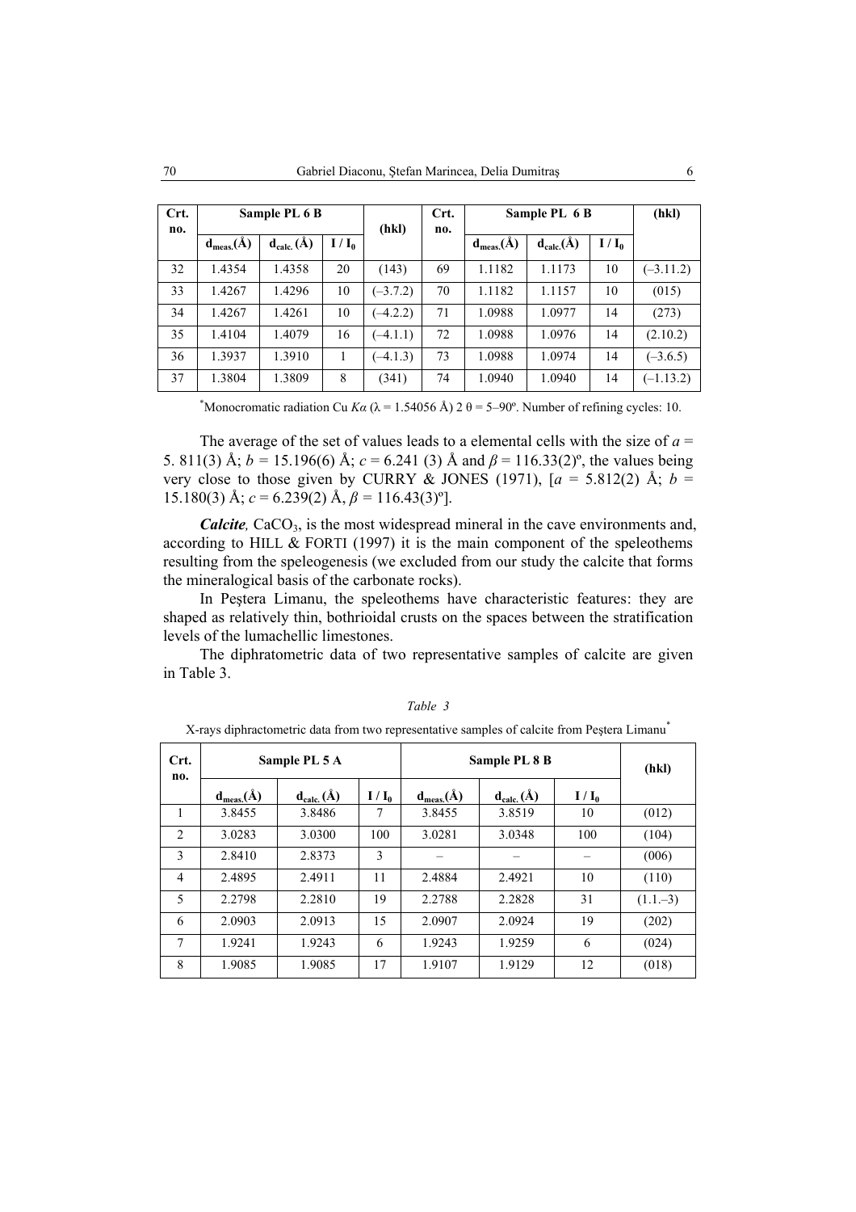| Crt. no. | Sample PL 6 B | | | (hkl) | Crt. no. | Sample PL 6 B | | | (hkl) |
|---|---|---|---|---|---|---|---|---|---|
| | $d_{meas.}$(Å) | $d_{calc.}$ (Å) | $I / I_0$ | | | $d_{meas.}$(Å) | $d_{calc.}$(Å) | $I / I_0$ | |
| 32 | 1.4354 | 1.4358 | 20 | (143) | 69 | 1.1182 | 1.1173 | 10 | (–3.11.2) |
| 33 | 1.4267 | 1.4296 | 10 | (–3.7.2) | 70 | 1.1182 | 1.1157 | 10 | (015) |
| 34 | 1.4267 | 1.4261 | 10 | (–4.2.2) | 71 | 1.0988 | 1.0977 | 14 | (273) |
| 35 | 1.4104 | 1.4079 | 16 | (–4.1.1) | 72 | 1.0988 | 1.0976 | 14 | (2.10.2) |
| 36 | 1.3937 | 1.3910 | 1 | (–4.1.3) | 73 | 1.0988 | 1.0974 | 14 | (–3.6.5) |
| 37 | 1.3804 | 1.3809 | 8 | (341) | 74 | 1.0940 | 1.0940 | 14 | (–1.13.2) |

*Monocromatic radiation Cu $K\alpha$ ($\lambda$ = 1.54056 Å) 2 $\theta$ = 5–90º. Number of refining cycles: 10.

The average of the set of values leads to a elemental cells with the size of $a$ = 5. 811(3) Å; $b$ = 15.196(6) Å; $c$ = 6.241 (3) Å and $\beta$ = 116.33(2)º, the values being very close to those given by CURRY & JONES (1971), [$a$ = 5.812(2) Å; $b$ = 15.180(3) Å; $c$ = 6.239(2) Å, $\beta$ = 116.43(3)º].

***Calcite***, $CaCO_3$, is the most widespread mineral in the cave environments and, according to HILL & FORTI (1997) it is the main component of the speleothems resulting from the speleogenesis (we excluded from our study the calcite that forms the mineralogical basis of the carbonate rocks).

In Peştera Limanu, the speleothems have characteristic features: they are shaped as relatively thin, bothrioidal crusts on the spaces between the stratification levels of the lumachellic limestones.

The diphratometric data of two representative samples of calcite are given in Table 3.

*Table 3*

X-rays diphractometric data from two representative samples of calcite from Peştera Limanu*

| Crt. no. | Sample PL 5 A | | | Sample PL 8 B | | | (hkl) |
|---|---|---|---|---|---|---|---|
| | $d_{meas.}$(Å) | $d_{calc.}$ (Å) | $I / I_0$ | $d_{meas.}$(Å) | $d_{calc.}$ (Å) | $I / I_0$ | |
| 1 | 3.8455 | 3.8486 | 7 | 3.8455 | 3.8519 | 10 | (012) |
| 2 | 3.0283 | 3.0300 | 100 | 3.0281 | 3.0348 | 100 | (104) |
| 3 | 2.8410 | 2.8373 | 3 | – | – | – | (006) |
| 4 | 2.4895 | 2.4911 | 11 | 2.4884 | 2.4921 | 10 | (110) |
| 5 | 2.2798 | 2.2810 | 19 | 2.2788 | 2.2828 | 31 | (1.1.–3) |
| 6 | 2.0903 | 2.0913 | 15 | 2.0907 | 2.0924 | 19 | (202) |
| 7 | 1.9241 | 1.9243 | 6 | 1.9243 | 1.9259 | 6 | (024) |
| 8 | 1.9085 | 1.9085 | 17 | 1.9107 | 1.9129 | 12 | (018) |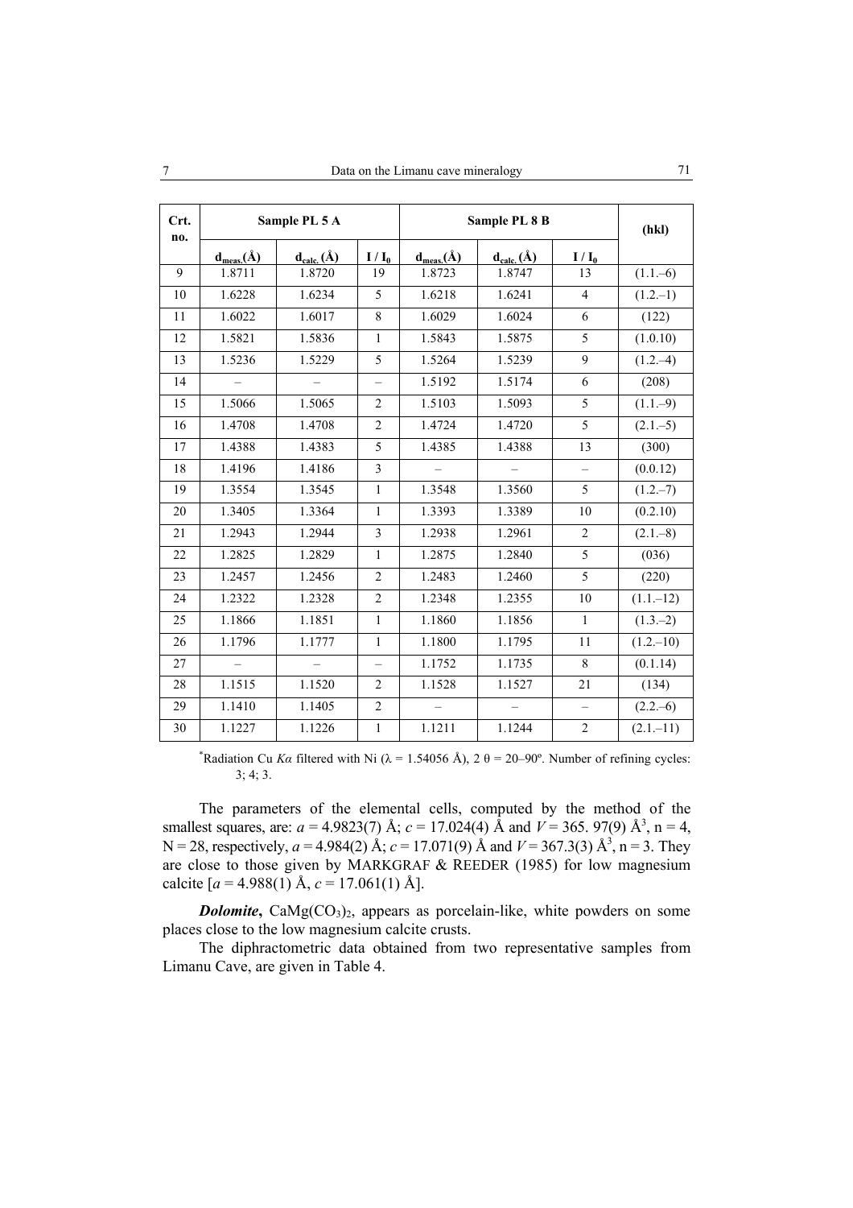| Crt. no. | Sample PL 5 A | | | Sample PL 8 B | | | (hkl) |
|---|---|---|---|---|---|---|---|
| | $d_{meas.}$(Å) | $d_{calc.}$ (Å) | $I / I_0$ | $d_{meas.}$(Å) | $d_{calc.}$ (Å) | $I / I_0$ | |
| 9 | 1.8711 | 1.8720 | 19 | 1.8723 | 1.8747 | 13 | (1.1.–6) |
| 10 | 1.6228 | 1.6234 | 5 | 1.6218 | 1.6241 | 4 | (1.2.–1) |
| 11 | 1.6022 | 1.6017 | 8 | 1.6029 | 1.6024 | 6 | (122) |
| 12 | 1.5821 | 1.5836 | 1 | 1.5843 | 1.5875 | 5 | (1.0.10) |
| 13 | 1.5236 | 1.5229 | 5 | 1.5264 | 1.5239 | 9 | (1.2.–4) |
| 14 | – | – | – | 1.5192 | 1.5174 | 6 | (208) |
| 15 | 1.5066 | 1.5065 | 2 | 1.5103 | 1.5093 | 5 | (1.1.–9) |
| 16 | 1.4708 | 1.4708 | 2 | 1.4724 | 1.4720 | 5 | (2.1.–5) |
| 17 | 1.4388 | 1.4383 | 5 | 1.4385 | 1.4388 | 13 | (300) |
| 18 | 1.4196 | 1.4186 | 3 | – | – | – | (0.0.12) |
| 19 | 1.3554 | 1.3545 | 1 | 1.3548 | 1.3560 | 5 | (1.2.–7) |
| 20 | 1.3405 | 1.3364 | 1 | 1.3393 | 1.3389 | 10 | (0.2.10) |
| 21 | 1.2943 | 1.2944 | 3 | 1.2938 | 1.2961 | 2 | (2.1.–8) |
| 22 | 1.2825 | 1.2829 | 1 | 1.2875 | 1.2840 | 5 | (036) |
| 23 | 1.2457 | 1.2456 | 2 | 1.2483 | 1.2460 | 5 | (220) |
| 24 | 1.2322 | 1.2328 | 2 | 1.2348 | 1.2355 | 10 | (1.1.–12) |
| 25 | 1.1866 | 1.1851 | 1 | 1.1860 | 1.1856 | 1 | (1.3.–2) |
| 26 | 1.1796 | 1.1777 | 1 | 1.1800 | 1.1795 | 11 | (1.2.–10) |
| 27 | – | – | – | 1.1752 | 1.1735 | 8 | (0.1.14) |
| 28 | 1.1515 | 1.1520 | 2 | 1.1528 | 1.1527 | 21 | (134) |
| 29 | 1.1410 | 1.1405 | 2 | – | – | – | (2.2.–6) |
| 30 | 1.1227 | 1.1226 | 1 | 1.1211 | 1.1244 | 2 | (2.1.–11) |

*Radiation Cu $K\alpha$ filtered with Ni ($\lambda$ = 1.54056 Å), 2 $\theta$ = 20–90º. Number of refining cycles: 3; 4; 3.

The parameters of the elemental cells, computed by the method of the smallest squares, are: $a$ = 4.9823(7) Å; $c$ = 17.024(4) Å and $V$ = 365. 97(9) Å$^3$, n = 4, N = 28, respectively, $a$ = 4.984(2) Å; $c$ = 17.071(9) Å and $V$ = 367.3(3) Å$^3$, n = 3. They are close to those given by MARKGRAF & REEDER (1985) for low magnesium calcite [$a$ = 4.988(1) Å, $c$ = 17.061(1) Å].

***Dolomite*, $CaMg(CO_3)_2$,** appears as porcelain-like, white powders on some places close to the low magnesium calcite crusts.

The diphractometric data obtained from two representative samples from Limanu Cave, are given in Table 4.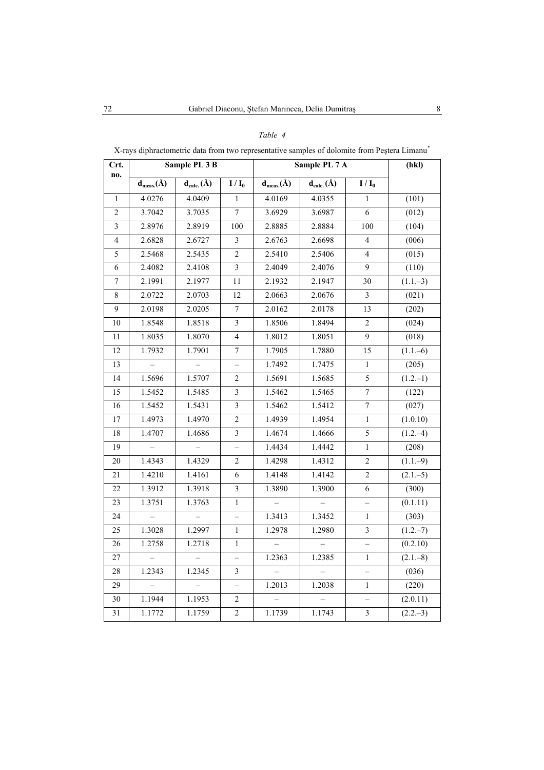*Table 4*

X-rays diphractometric data from two representative samples of dolomite from Peştera Limanu*

| Crt. no. | Sample PL 3 B | | | Sample PL 7 A | | | (hkl) |
|---|---|---|---|---|---|---|---|
| | $d_{meas.}$(Å) | $d_{calc.}$ (Å) | $I / I_0$ | $d_{meas.}$(Å) | $d_{calc.}$ (Å) | $I / I_0$ | |
| 1 | 4.0276 | 4.0409 | 1 | 4.0169 | 4.0355 | 1 | (101) |
| 2 | 3.7042 | 3.7035 | 7 | 3.6929 | 3.6987 | 6 | (012) |
| 3 | 2.8976 | 2.8919 | 100 | 2.8885 | 2.8884 | 100 | (104) |
| 4 | 2.6828 | 2.6727 | 3 | 2.6763 | 2.6698 | 4 | (006) |
| 5 | 2.5468 | 2.5435 | 2 | 2.5410 | 2.5406 | 4 | (015) |
| 6 | 2.4082 | 2.4108 | 3 | 2.4049 | 2.4076 | 9 | (110) |
| 7 | 2.1991 | 2.1977 | 11 | 2.1932 | 2.1947 | 30 | (1.1.–3) |
| 8 | 2.0722 | 2.0703 | 12 | 2.0663 | 2.0676 | 3 | (021) |
| 9 | 2.0198 | 2.0205 | 7 | 2.0162 | 2.0178 | 13 | (202) |
| 10 | 1.8548 | 1.8518 | 3 | 1.8506 | 1.8494 | 2 | (024) |
| 11 | 1.8035 | 1.8070 | 4 | 1.8012 | 1.8051 | 9 | (018) |
| 12 | 1.7932 | 1.7901 | 7 | 1.7905 | 1.7880 | 15 | (1.1.–6) |
| 13 | – | – | – | 1.7492 | 1.7475 | 1 | (205) |
| 14 | 1.5696 | 1.5707 | 2 | 1.5691 | 1.5685 | 5 | (1.2.–1) |
| 15 | 1.5452 | 1.5485 | 3 | 1.5462 | 1.5465 | 7 | (122) |
| 16 | 1.5452 | 1.5431 | 3 | 1.5462 | 1.5412 | 7 | (027) |
| 17 | 1.4973 | 1.4970 | 2 | 1.4939 | 1.4954 | 1 | (1.0.10) |
| 18 | 1.4707 | 1.4686 | 3 | 1.4674 | 1.4666 | 5 | (1.2.–4) |
| 19 | – | – | – | 1.4434 | 1.4442 | 1 | (208) |
| 20 | 1.4343 | 1.4329 | 2 | 1.4298 | 1.4312 | 2 | (1.1.–9) |
| 21 | 1.4210 | 1.4161 | 6 | 1.4148 | 1.4142 | 2 | (2.1.–5) |
| 22 | 1.3912 | 1.3918 | 3 | 1.3890 | 1.3900 | 6 | (300) |
| 23 | 1.3751 | 1.3763 | 1 | – | – | – | (0.1.11) |
| 24 | – | – | – | 1.3413 | 1.3452 | 1 | (303) |
| 25 | 1.3028 | 1.2997 | 1 | 1.2978 | 1.2980 | 3 | (1.2.–7) |
| 26 | 1.2758 | 1.2718 | 1 | – | – | – | (0.2.10) |
| 27 | – | – | – | 1.2363 | 1.2385 | 1 | (2.1.–8) |
| 28 | 1.2343 | 1.2345 | 3 | – | – | – | (036) |
| 29 | – | – | – | 1.2013 | 1.2038 | 1 | (220) |
| 30 | 1.1944 | 1.1953 | 2 | – | – | – | (2.0.11) |
| 31 | 1.1772 | 1.1759 | 2 | 1.1739 | 1.1743 | 3 | (2.2.–3) |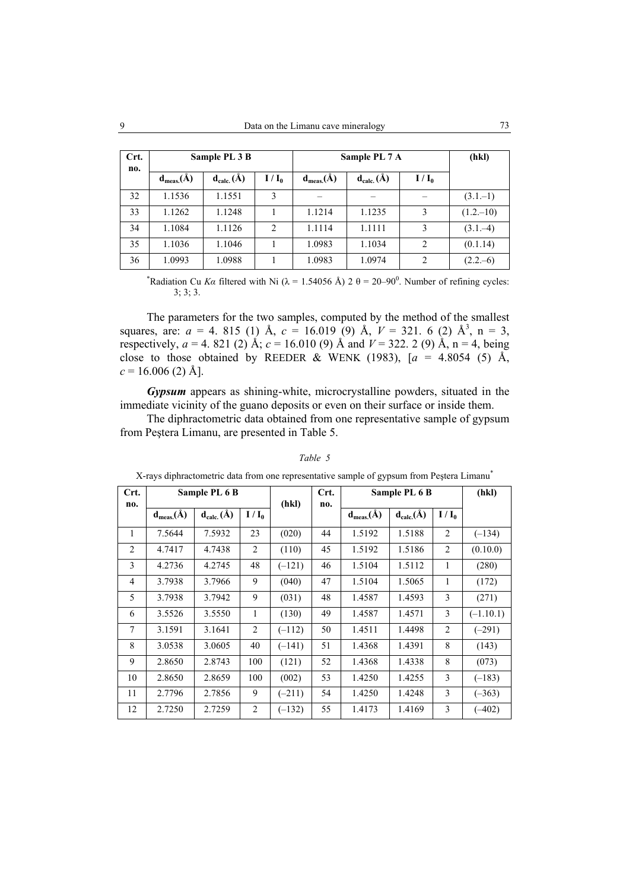| Crt. no. | Sample PL 3 B | | | Sample PL 7 A | | | (hkl) |
|---|---|---|---|---|---|---|---|
| | $d_{meas.}$(Å) | $d_{calc.}$ (Å) | $I / I_0$ | $d_{meas.}$(Å) | $d_{calc.}$ (Å) | $I / I_0$ | |
| 32 | 1.1536 | 1.1551 | 3 | – | – | – | (3.1.–1) |
| 33 | 1.1262 | 1.1248 | 1 | 1.1214 | 1.1235 | 3 | (1.2.–10) |
| 34 | 1.1084 | 1.1126 | 2 | 1.1114 | 1.1111 | 3 | (3.1.–4) |
| 35 | 1.1036 | 1.1046 | 1 | 1.0983 | 1.1034 | 2 | (0.1.14) |
| 36 | 1.0993 | 1.0988 | 1 | 1.0983 | 1.0974 | 2 | (2.2.–6) |

*Radiation Cu *Kα* filtered with Ni (λ = 1.54056 Å) 2 θ = 20–90$^0$. Number of refining cycles: 3; 3; 3.

The parameters for the two samples, computed by the method of the smallest squares, are: *a* = 4. 815 (1) Å, *c* = 16.019 (9) Å, *V* = 321. 6 (2) Å$^3$, n = 3, respectively, *a* = 4. 821 (2) Å; *c* = 16.010 (9) Å and *V* = 322. 2 (9) Å, n = 4, being close to those obtained by REEDER & WENK (1983), [*a* = 4.8054 (5) Å, *c* = 16.006 (2) Å].

***Gypsum*** appears as shining-white, microcrystalline powders, situated in the immediate vicinity of the guano deposits or even on their surface or inside them.

The diphractometric data obtained from one representative sample of gypsum from Peştera Limanu, are presented in Table 5.

*Table 5*

X-rays diphractometric data from one representative sample of gypsum from Peştera Limanu*

| Crt. no. | Sample PL 6 B | | | (hkl) | Crt. no. | Sample PL 6 B | | | (hkl) |
|---|---|---|---|---|---|---|---|---|---|
| | $d_{meas.}$(Å) | $d_{calc.}$ (Å) | $I / I_0$ | | | $d_{meas.}$(Å) | $d_{calc.}$ (Å) | $I / I_0$ | |
| 1 | 7.5644 | 7.5932 | 23 | (020) | 44 | 1.5192 | 1.5188 | 2 | (–134) |
| 2 | 4.7417 | 4.7438 | 2 | (110) | 45 | 1.5192 | 1.5186 | 2 | (0.10.0) |
| 3 | 4.2736 | 4.2745 | 48 | (–121) | 46 | 1.5104 | 1.5112 | 1 | (280) |
| 4 | 3.7938 | 3.7966 | 9 | (040) | 47 | 1.5104 | 1.5065 | 1 | (172) |
| 5 | 3.7938 | 3.7942 | 9 | (031) | 48 | 1.4587 | 1.4593 | 3 | (271) |
| 6 | 3.5526 | 3.5550 | 1 | (130) | 49 | 1.4587 | 1.4571 | 3 | (–1.10.1) |
| 7 | 3.1591 | 3.1641 | 2 | (–112) | 50 | 1.4511 | 1.4498 | 2 | (–291) |
| 8 | 3.0538 | 3.0605 | 40 | (–141) | 51 | 1.4368 | 1.4391 | 8 | (143) |
| 9 | 2.8650 | 2.8743 | 100 | (121) | 52 | 1.4368 | 1.4338 | 8 | (073) |
| 10 | 2.8650 | 2.8659 | 100 | (002) | 53 | 1.4250 | 1.4255 | 3 | (–183) |
| 11 | 2.7796 | 2.7856 | 9 | (–211) | 54 | 1.4250 | 1.4248 | 3 | (–363) |
| 12 | 2.7250 | 2.7259 | 2 | (–132) | 55 | 1.4173 | 1.4169 | 3 | (–402) |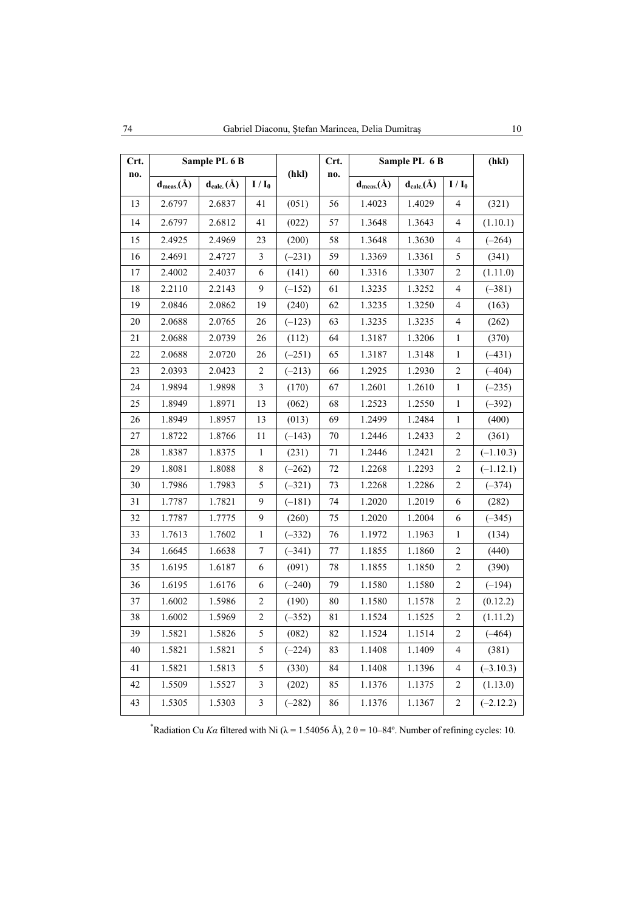| Crt. no. | Sample PL 6 B | | | (hkl) | Crt. no. | Sample PL 6 B | | | (hkl) |
|---|---|---|---|---|---|---|---|---|---|
| | $d_{meas.}$(Å) | $d_{calc.}$ (Å) | $I / I_0$ | | | $d_{meas.}$(Å) | $d_{calc.}$(Å) | $I / I_0$ | |
| 13 | 2.6797 | 2.6837 | 41 | (051) | 56 | 1.4023 | 1.4029 | 4 | (321) |
| 14 | 2.6797 | 2.6812 | 41 | (022) | 57 | 1.3648 | 1.3643 | 4 | (1.10.1) |
| 15 | 2.4925 | 2.4969 | 23 | (200) | 58 | 1.3648 | 1.3630 | 4 | (–264) |
| 16 | 2.4691 | 2.4727 | 3 | (–231) | 59 | 1.3369 | 1.3361 | 5 | (341) |
| 17 | 2.4002 | 2.4037 | 6 | (141) | 60 | 1.3316 | 1.3307 | 2 | (1.11.0) |
| 18 | 2.2110 | 2.2143 | 9 | (–152) | 61 | 1.3235 | 1.3252 | 4 | (–381) |
| 19 | 2.0846 | 2.0862 | 19 | (240) | 62 | 1.3235 | 1.3250 | 4 | (163) |
| 20 | 2.0688 | 2.0765 | 26 | (–123) | 63 | 1.3235 | 1.3235 | 4 | (262) |
| 21 | 2.0688 | 2.0739 | 26 | (112) | 64 | 1.3187 | 1.3206 | 1 | (370) |
| 22 | 2.0688 | 2.0720 | 26 | (–251) | 65 | 1.3187 | 1.3148 | 1 | (–431) |
| 23 | 2.0393 | 2.0423 | 2 | (–213) | 66 | 1.2925 | 1.2930 | 2 | (–404) |
| 24 | 1.9894 | 1.9898 | 3 | (170) | 67 | 1.2601 | 1.2610 | 1 | (–235) |
| 25 | 1.8949 | 1.8971 | 13 | (062) | 68 | 1.2523 | 1.2550 | 1 | (–392) |
| 26 | 1.8949 | 1.8957 | 13 | (013) | 69 | 1.2499 | 1.2484 | 1 | (400) |
| 27 | 1.8722 | 1.8766 | 11 | (–143) | 70 | 1.2446 | 1.2433 | 2 | (361) |
| 28 | 1.8387 | 1.8375 | 1 | (231) | 71 | 1.2446 | 1.2421 | 2 | (–1.10.3) |
| 29 | 1.8081 | 1.8088 | 8 | (–262) | 72 | 1.2268 | 1.2293 | 2 | (–1.12.1) |
| 30 | 1.7986 | 1.7983 | 5 | (–321) | 73 | 1.2268 | 1.2286 | 2 | (–374) |
| 31 | 1.7787 | 1.7821 | 9 | (–181) | 74 | 1.2020 | 1.2019 | 6 | (282) |
| 32 | 1.7787 | 1.7775 | 9 | (260) | 75 | 1.2020 | 1.2004 | 6 | (–345) |
| 33 | 1.7613 | 1.7602 | 1 | (–332) | 76 | 1.1972 | 1.1963 | 1 | (134) |
| 34 | 1.6645 | 1.6638 | 7 | (–341) | 77 | 1.1855 | 1.1860 | 2 | (440) |
| 35 | 1.6195 | 1.6187 | 6 | (091) | 78 | 1.1855 | 1.1850 | 2 | (390) |
| 36 | 1.6195 | 1.6176 | 6 | (–240) | 79 | 1.1580 | 1.1580 | 2 | (–194) |
| 37 | 1.6002 | 1.5986 | 2 | (190) | 80 | 1.1580 | 1.1578 | 2 | (0.12.2) |
| 38 | 1.6002 | 1.5969 | 2 | (–352) | 81 | 1.1524 | 1.1525 | 2 | (1.11.2) |
| 39 | 1.5821 | 1.5826 | 5 | (082) | 82 | 1.1524 | 1.1514 | 2 | (–464) |
| 40 | 1.5821 | 1.5821 | 5 | (–224) | 83 | 1.1408 | 1.1409 | 4 | (381) |
| 41 | 1.5821 | 1.5813 | 5 | (330) | 84 | 1.1408 | 1.1396 | 4 | (–3.10.3) |
| 42 | 1.5509 | 1.5527 | 3 | (202) | 85 | 1.1376 | 1.1375 | 2 | (1.13.0) |
| 43 | 1.5305 | 1.5303 | 3 | (–282) | 86 | 1.1376 | 1.1367 | 2 | (–2.12.2) |

*Radiation Cu *Kα* filtered with Ni (λ = 1.54056 Å), 2 θ = 10–84º. Number of refining cycles: 10.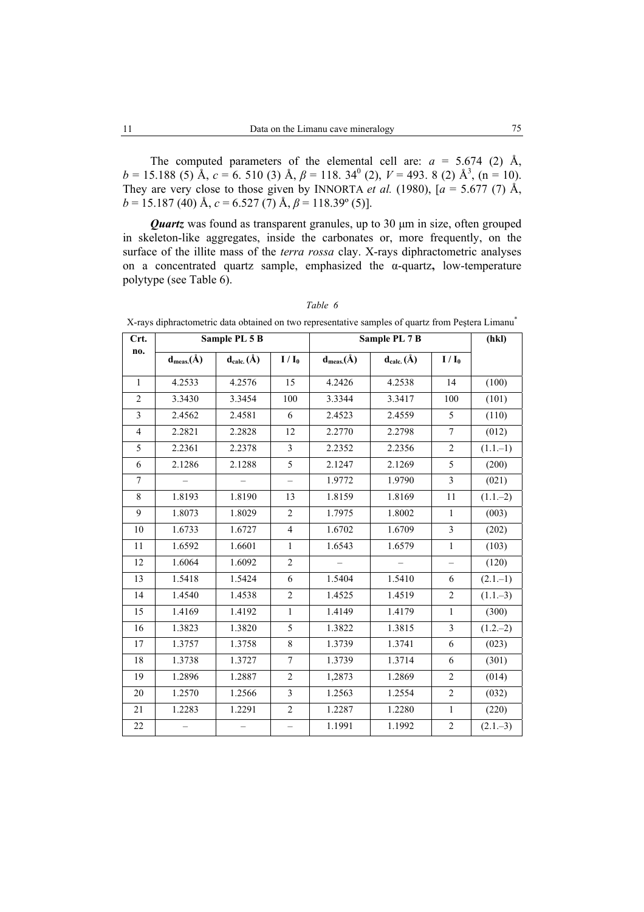The computed parameters of the elemental cell are: $a$ = 5.674 (2) Å, $b$ = 15.188 (5) Å, $c$ = 6. 510 (3) Å, $\beta$ = 118. 34$^0$ (2), $V$ = 493. 8 (2) Å$^3$, (n = 10). They are very close to those given by INNORTA *et al.* (1980), [$a$ = 5.677 (7) Å, $b$ = 15.187 (40) Å, $c$ = 6.527 (7) Å, $\beta$ = 118.39º (5)].

***Quartz*** was found as transparent granules, up to 30 μm in size, often grouped in skeleton-like aggregates, inside the carbonates or, more frequently, on the surface of the illite mass of the *terra rossa* clay. X-rays diphractometric analyses on a concentrated quartz sample, emphasized the α-quartz**,** low-temperature polytype (see Table 6).

*Table 6*

X-rays diphractometric data obtained on two representative samples of quartz from Peştera Limanu*

| Crt. no. | Sample PL 5 B | | | Sample PL 7 B | | | (hkl) |
|---|---|---|---|---|---|---|---|
| | $d_{meas.}$(Å) | $d_{calc.}$ (Å) | $I / I_0$ | $d_{meas.}$(Å) | $d_{calc.}$ (Å) | $I / I_0$ | |
| 1 | 4.2533 | 4.2576 | 15 | 4.2426 | 4.2538 | 14 | (100) |
| 2 | 3.3430 | 3.3454 | 100 | 3.3344 | 3.3417 | 100 | (101) |
| 3 | 2.4562 | 2.4581 | 6 | 2.4523 | 2.4559 | 5 | (110) |
| 4 | 2.2821 | 2.2828 | 12 | 2.2770 | 2.2798 | 7 | (012) |
| 5 | 2.2361 | 2.2378 | 3 | 2.2352 | 2.2356 | 2 | (1.1.–1) |
| 6 | 2.1286 | 2.1288 | 5 | 2.1247 | 2.1269 | 5 | (200) |
| 7 | – | – | – | 1.9772 | 1.9790 | 3 | (021) |
| 8 | 1.8193 | 1.8190 | 13 | 1.8159 | 1.8169 | 11 | (1.1.–2) |
| 9 | 1.8073 | 1.8029 | 2 | 1.7975 | 1.8002 | 1 | (003) |
| 10 | 1.6733 | 1.6727 | 4 | 1.6702 | 1.6709 | 3 | (202) |
| 11 | 1.6592 | 1.6601 | 1 | 1.6543 | 1.6579 | 1 | (103) |
| 12 | 1.6064 | 1.6092 | 2 | – | – | – | (120) |
| 13 | 1.5418 | 1.5424 | 6 | 1.5404 | 1.5410 | 6 | (2.1.–1) |
| 14 | 1.4540 | 1.4538 | 2 | 1.4525 | 1.4519 | 2 | (1.1.–3) |
| 15 | 1.4169 | 1.4192 | 1 | 1.4149 | 1.4179 | 1 | (300) |
| 16 | 1.3823 | 1.3820 | 5 | 1.3822 | 1.3815 | 3 | (1.2.–2) |
| 17 | 1.3757 | 1.3758 | 8 | 1.3739 | 1.3741 | 6 | (023) |
| 18 | 1.3738 | 1.3727 | 7 | 1.3739 | 1.3714 | 6 | (301) |
| 19 | 1.2896 | 1.2887 | 2 | 1,2873 | 1.2869 | 2 | (014) |
| 20 | 1.2570 | 1.2566 | 3 | 1.2563 | 1.2554 | 2 | (032) |
| 21 | 1.2283 | 1.2291 | 2 | 1.2287 | 1.2280 | 1 | (220) |
| 22 | – | – | – | 1.1991 | 1.1992 | 2 | (2.1.–3) |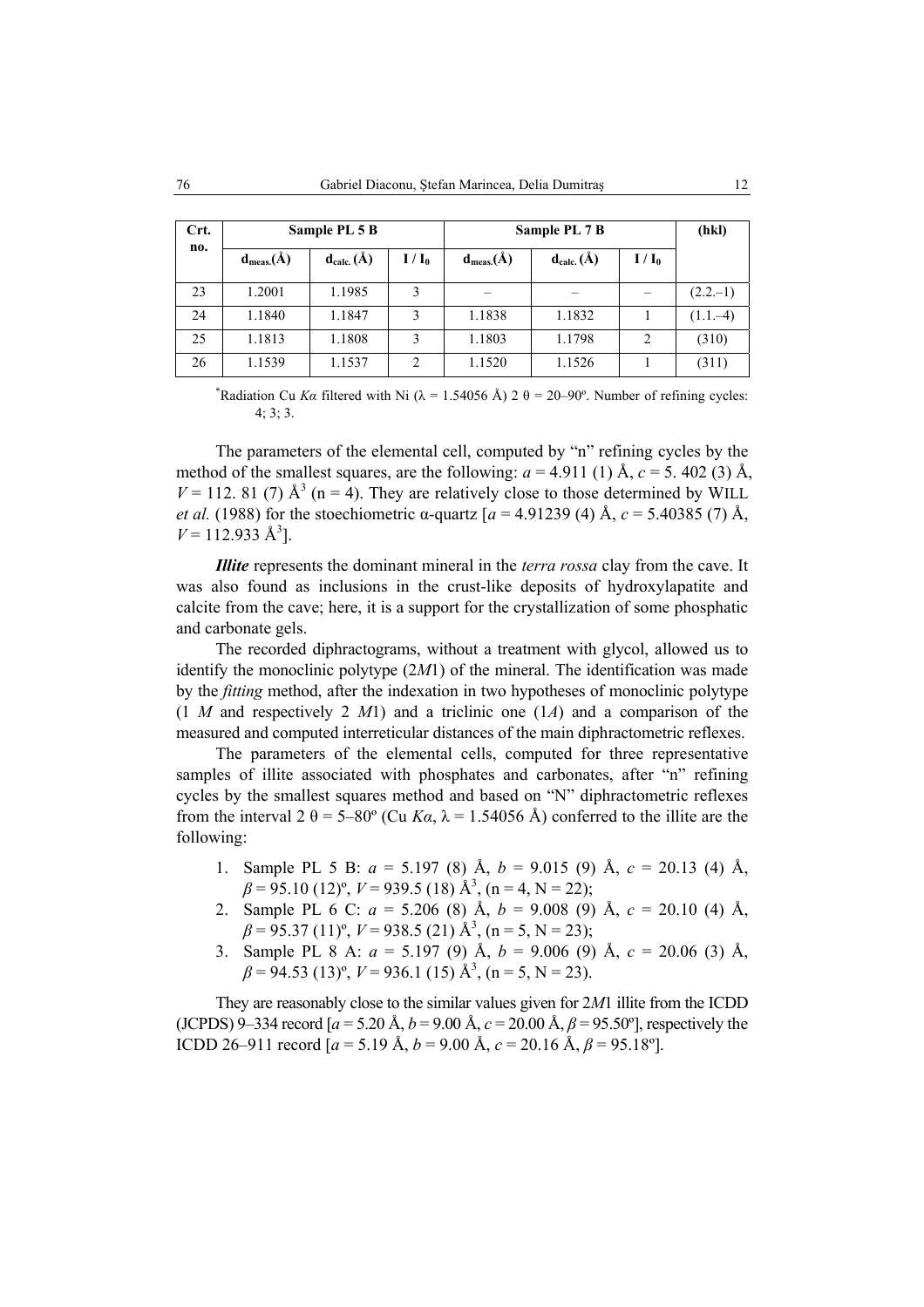| Crt. no. | Sample PL 5 B | | | Sample PL 7 B | | | (hkl) |
|---|---|---|---|---|---|---|---|
| | $d_{meas.}$(Å) | $d_{calc.}$ (Å) | I / $I_0$ | $d_{meas.}$(Å) | $d_{calc.}$ (Å) | I / $I_0$ | |
| 23 | 1.2001 | 1.1985 | 3 | – | – | – | (2.2.–1) |
| 24 | 1.1840 | 1.1847 | 3 | 1.1838 | 1.1832 | 1 | (1.1.–4) |
| 25 | 1.1813 | 1.1808 | 3 | 1.1803 | 1.1798 | 2 | (310) |
| 26 | 1.1539 | 1.1537 | 2 | 1.1520 | 1.1526 | 1 | (311) |

*Radiation Cu *Kα* filtered with Ni (λ = 1.54056 Å) 2 θ = 20–90º. Number of refining cycles: 4; 3; 3.

The parameters of the elemental cell, computed by "n" refining cycles by the method of the smallest squares, are the following: $a$ = 4.911 (1) Å, $c$ = 5. 402 (3) Å, $V$ = 112. 81 (7) Å$^3$ (n = 4). They are relatively close to those determined by WILL *et al.* (1988) for the stoechiometric α-quartz [$a$ = 4.91239 (4) Å, $c$ = 5.40385 (7) Å, $V$ = 112.933 Å$^3$].

***Illite*** represents the dominant mineral in the *terra rossa* clay from the cave. It was also found as inclusions in the crust-like deposits of hydroxylapatite and calcite from the cave; here, it is a support for the crystallization of some phosphatic and carbonate gels.

The recorded diphractograms, without a treatment with glycol, allowed us to identify the monoclinic polytype (2*M*1) of the mineral. The identification was made by the *fitting* method, after the indexation in two hypotheses of monoclinic polytype (1 *M* and respectively 2 *M*1) and a triclinic one (1*A*) and a comparison of the measured and computed interreticular distances of the main diphractometric reflexes.

The parameters of the elemental cells, computed for three representative samples of illite associated with phosphates and carbonates, after "n" refining cycles by the smallest squares method and based on "N" diphractometric reflexes from the interval 2 θ = 5–80º (Cu *Kα*, λ = 1.54056 Å) conferred to the illite are the following:

1. Sample PL 5 B: $a$ = 5.197 (8) Å, $b$ = 9.015 (9) Å, $c$ = 20.13 (4) Å, $\beta$ = 95.10 (12)º, $V$ = 939.5 (18) Å$^3$, (n = 4, N = 22);
2. Sample PL 6 C: $a$ = 5.206 (8) Å, $b$ = 9.008 (9) Å, $c$ = 20.10 (4) Å, $\beta$ = 95.37 (11)º, $V$ = 938.5 (21) Å$^3$, (n = 5, N = 23);
3. Sample PL 8 A: $a$ = 5.197 (9) Å, $b$ = 9.006 (9) Å, $c$ = 20.06 (3) Å, $\beta$ = 94.53 (13)º, $V$ = 936.1 (15) Å$^3$, (n = 5, N = 23).

They are reasonably close to the similar values given for 2*M*1 illite from the ICDD (JCPDS) 9–334 record [$a$ = 5.20 Å, $b$ = 9.00 Å, $c$ = 20.00 Å, $\beta$ = 95.50º], respectively the ICDD 26–911 record [$a$ = 5.19 Å, $b$ = 9.00 Å, $c$ = 20.16 Å, $\beta$ = 95.18º].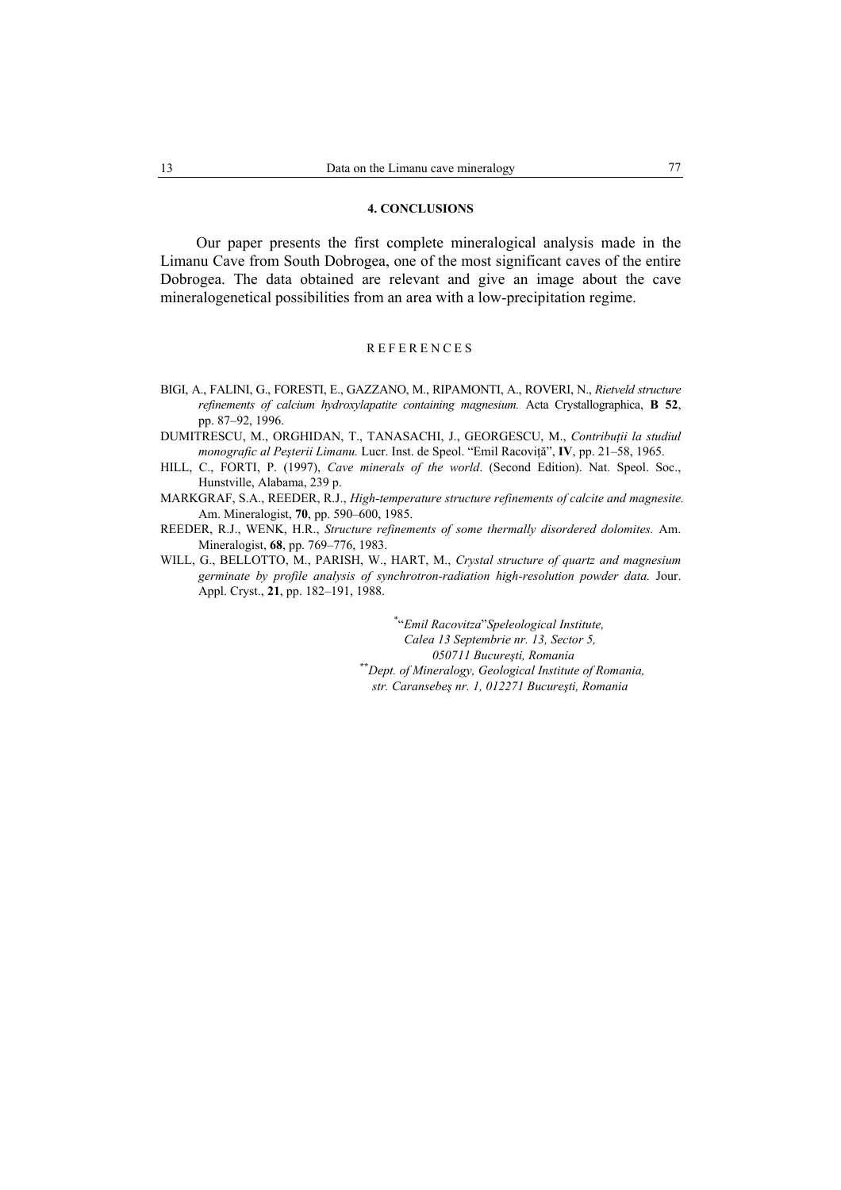## 4. CONCLUSIONS

Our paper presents the first complete mineralogical analysis made in the Limanu Cave from South Dobrogea, one of the most significant caves of the entire Dobrogea. The data obtained are relevant and give an image about the cave mineralogenetical possibilities from an area with a low-precipitation regime.

## REFERENCES

BIGI, A., FALINI, G., FORESTI, E., GAZZANO, M., RIPAMONTI, A., ROVERI, N., *Rietveld structure refinements of calcium hydroxylapatite containing magnesium.* Acta Crystallographica, **B 52**, pp. 87–92, 1996.

DUMITRESCU, M., ORGHIDAN, T., TANASACHI, J., GEORGESCU, M., *Contribuţii la studiul monografic al Peşterii Limanu.* Lucr. Inst. de Speol. "Emil Racoviţă", **IV**, pp. 21–58, 1965.

HILL, C., FORTI, P. (1997), *Cave minerals of the world*. (Second Edition). Nat. Speol. Soc., Hunstville, Alabama, 239 p.

MARKGRAF, S.A., REEDER, R.J., *High-temperature structure refinements of calcite and magnesite.* Am. Mineralogist, **70**, pp. 590–600, 1985.

REEDER, R.J., WENK, H.R., *Structure refinements of some thermally disordered dolomites.* Am. Mineralogist, **68**, pp. 769–776, 1983.

WILL, G., BELLOTTO, M., PARISH, W., HART, M., *Crystal structure of quartz and magnesium germinate by profile analysis of synchrotron-radiation high-resolution powder data.* Jour. Appl. Cryst., **21**, pp. 182–191, 1988.

[*] *"Emil Racovitza" Speleological Institute,*
*Calea 13 Septembrie nr. 13, Sector 5,*
*050711 Bucureşti, Romania*
[**] *Dept. of Mineralogy, Geological Institute of Romania,*
*str. Caransebeş nr. 1, 012271 Bucureşti, Romania*